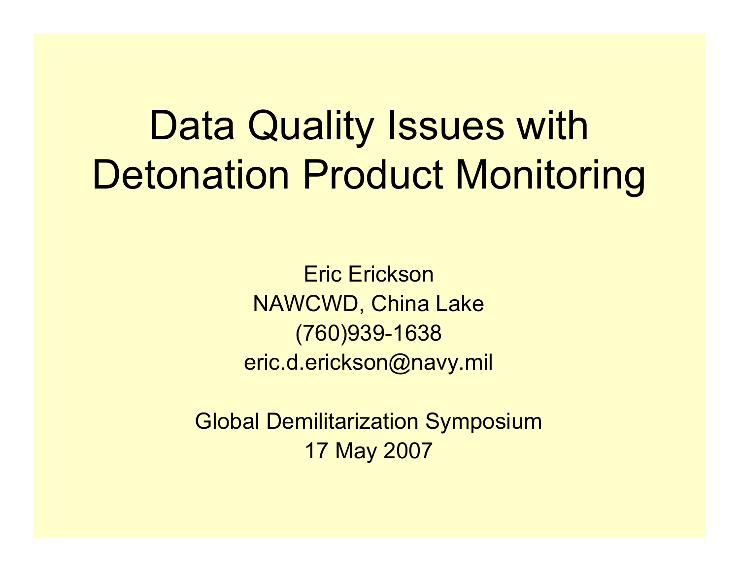# Data Quality Issues with Detonation Product Monitoring

Eric Erickson

NAWCWD, China Lake

(760)939-1638

eric.d.erickson@navy.mil

Global Demilitarization Symposium

17 May 2007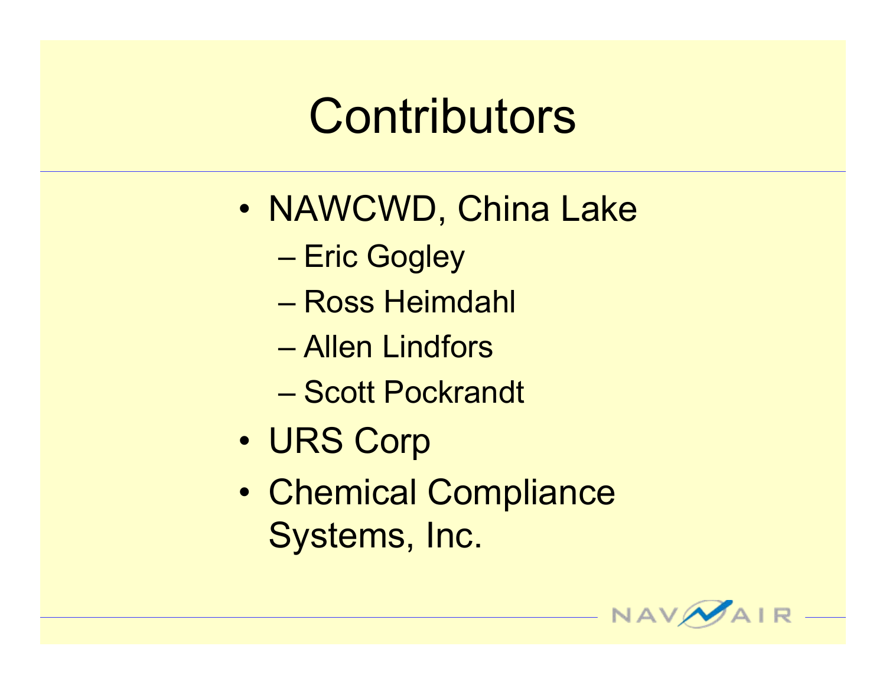# Contributors

- NAWCWD, China Lake
  - Eric Gogley
  - Ross Heimdahl
  - Allen Lindfors
  - Scott Pockrandt
- URS Corp
- Chemical Compliance Systems, Inc.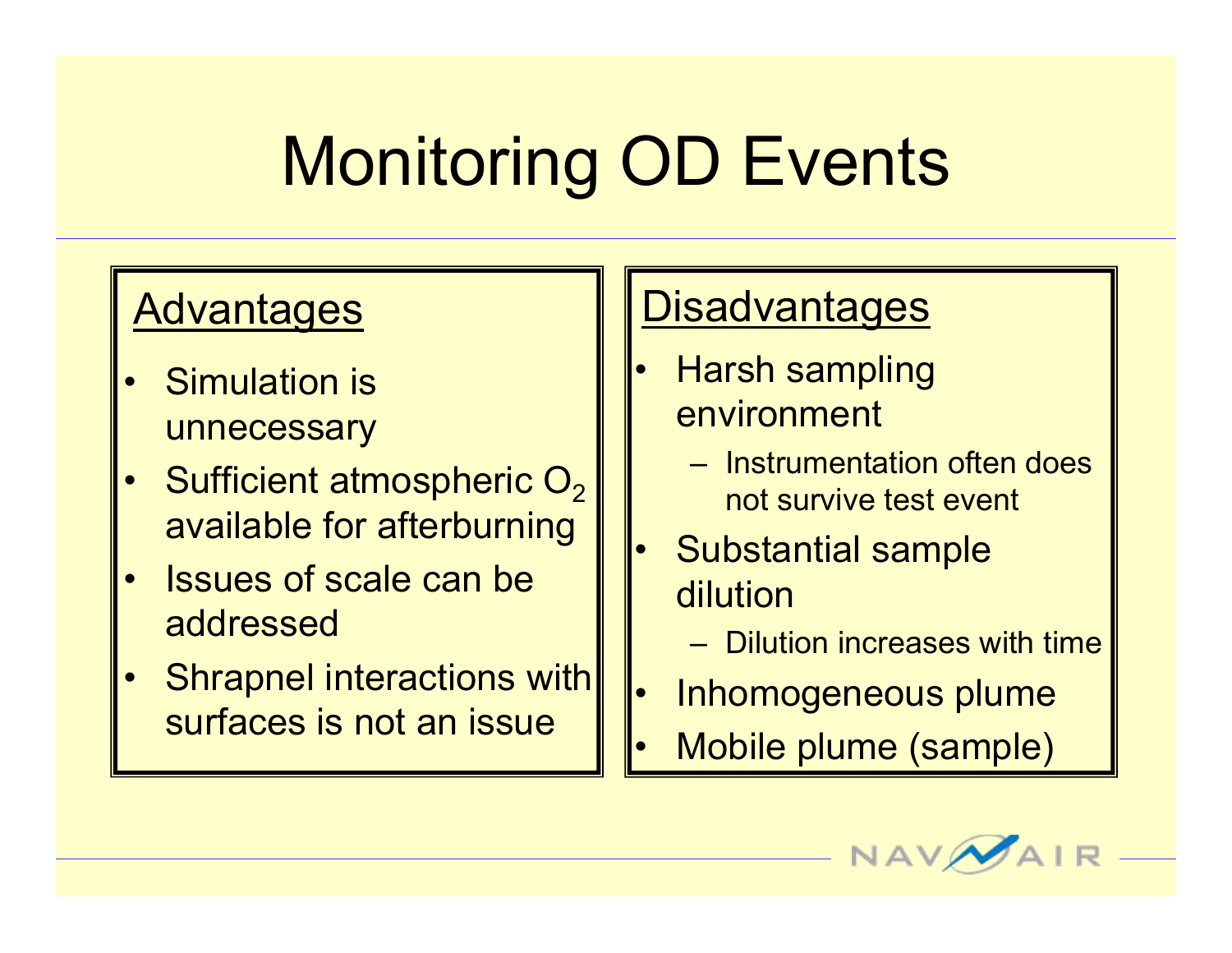# Monitoring OD Events

## Advantages

- Simulation is unnecessary
- Sufficient atmospheric $O_2$ available for afterburning
- Issues of scale can be addressed
- Shrapnel interactions with surfaces is not an issue

## Disadvantages

- Harsh sampling environment
  - Instrumentation often does not survive test event
- Substantial sample dilution
  - Dilution increases with time
- Inhomogeneous plume
- Mobile plume (sample)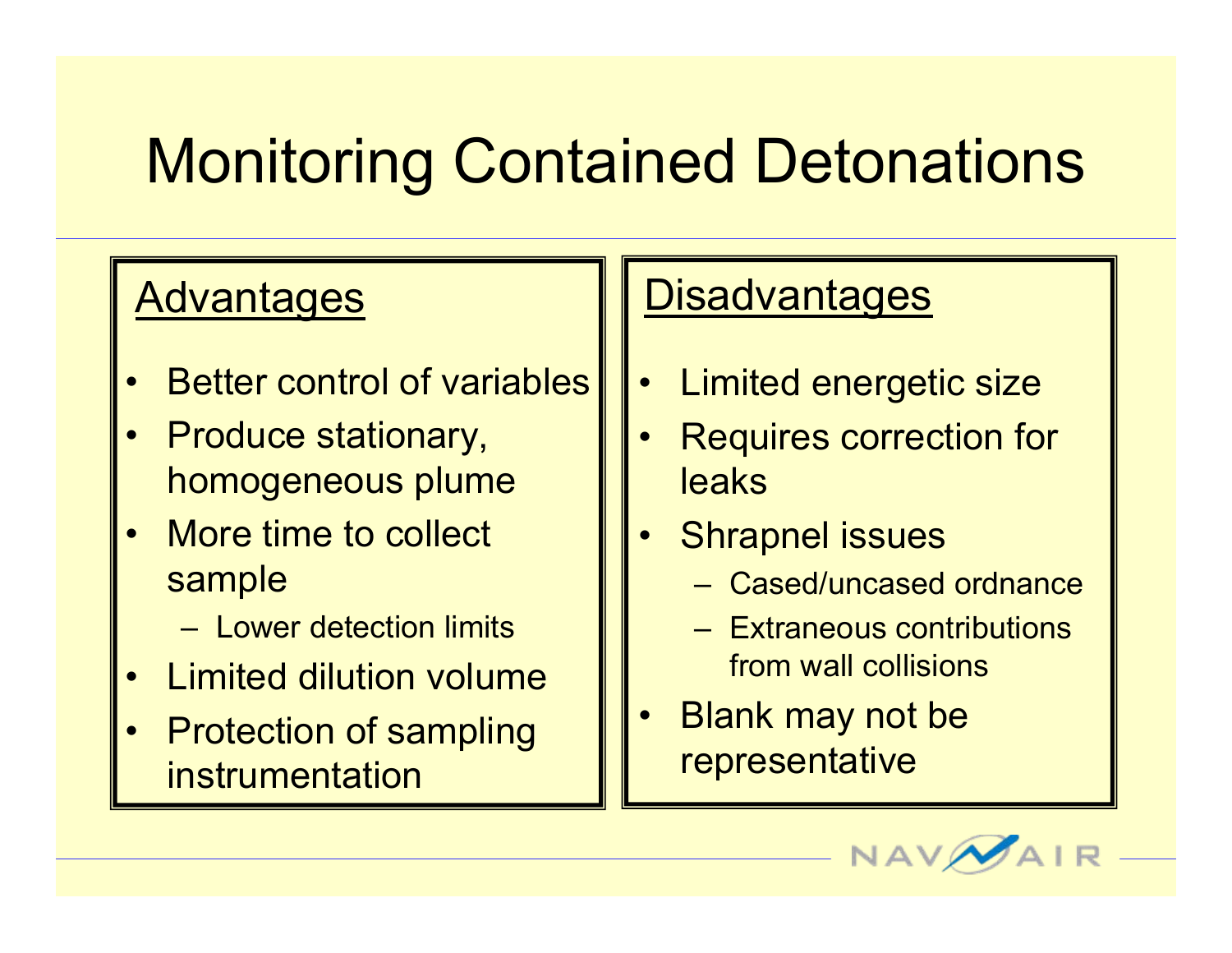# Monitoring Contained Detonations

## Advantages

- Better control of variables
- Produce stationary, homogeneous plume
- More time to collect sample
  - Lower detection limits
- Limited dilution volume
- Protection of sampling instrumentation

## Disadvantages

- Limited energetic size
- Requires correction for leaks
- Shrapnel issues
  - Cased/uncased ordnance
  - Extraneous contributions from wall collisions
- Blank may not be representative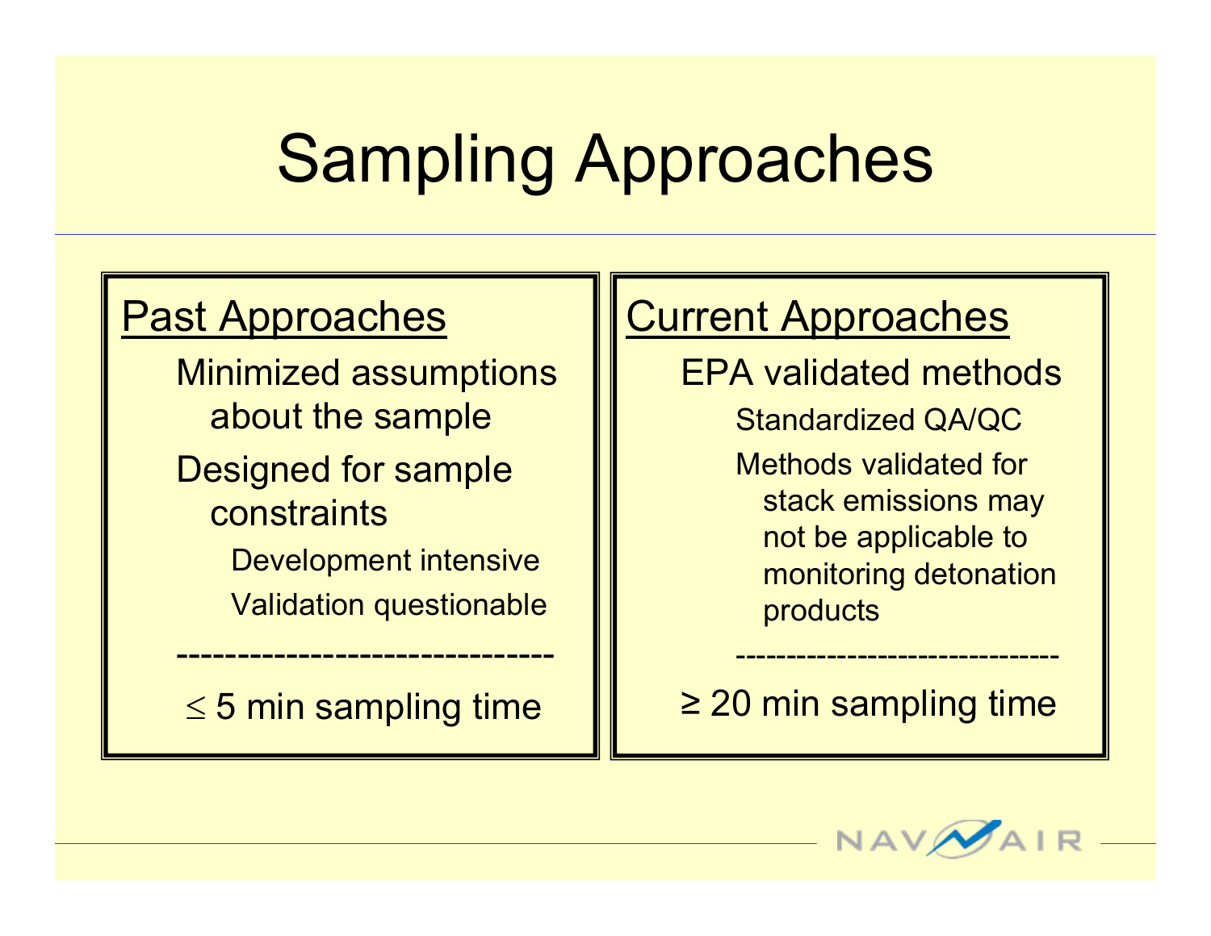# Sampling Approaches

## Past Approaches

- Minimized assumptions about the sample
- Designed for sample constraints
  - Development intensive
  - Validation questionable

---

$\leq$ 5 min sampling time

## Current Approaches

- EPA validated methods
  - Standardized QA/QC
  - Methods validated for stack emissions may not be applicable to monitoring detonation products

---

$\geq$ 20 min sampling time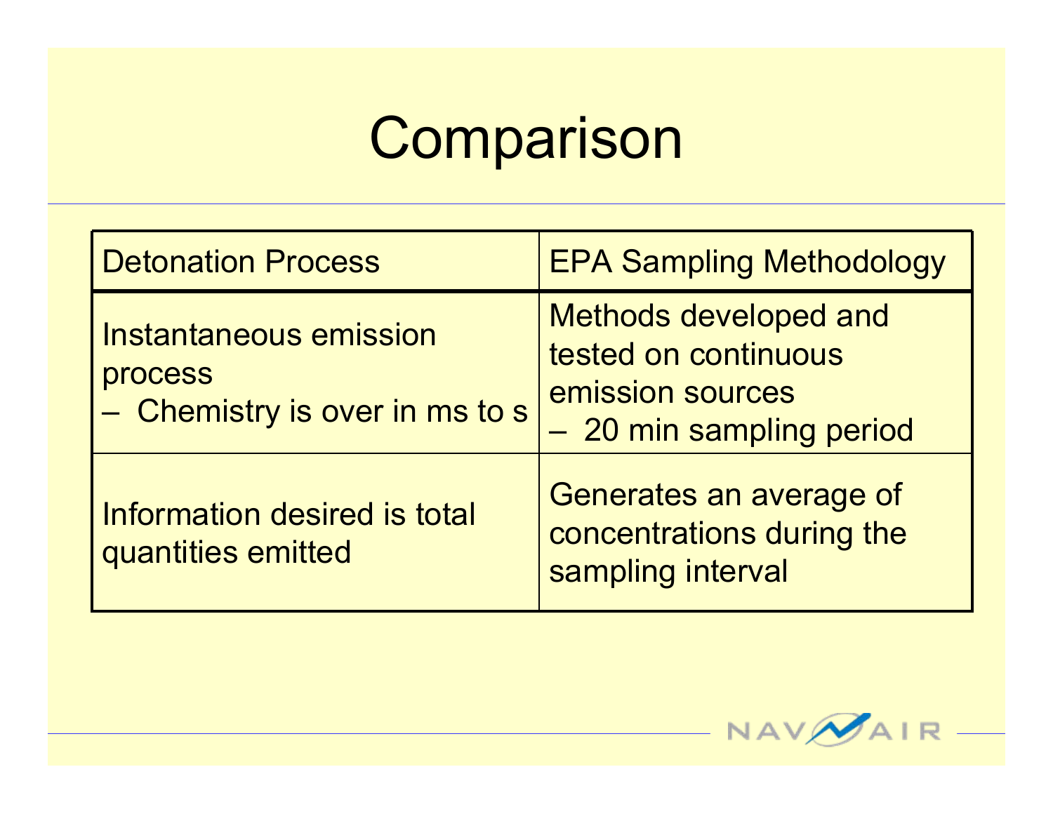# Comparison

| Detonation Process | EPA Sampling Methodology |
|---|---|
| Instantaneous emission process<br>– Chemistry is over in ms to s | Methods developed and tested on continuous emission sources<br>– 20 min sampling period |
| Information desired is total quantities emitted | Generates an average of concentrations during the sampling interval |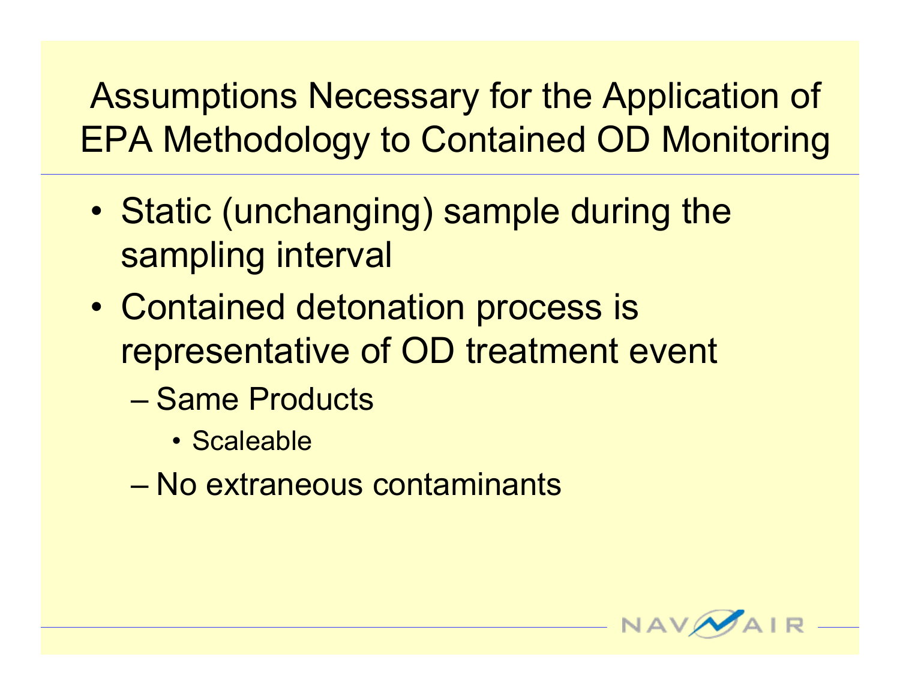# Assumptions Necessary for the Application of EPA Methodology to Contained OD Monitoring

- Static (unchanging) sample during the sampling interval
- Contained detonation process is representative of OD treatment event
  - Same Products
    - Scaleable
  - No extraneous contaminants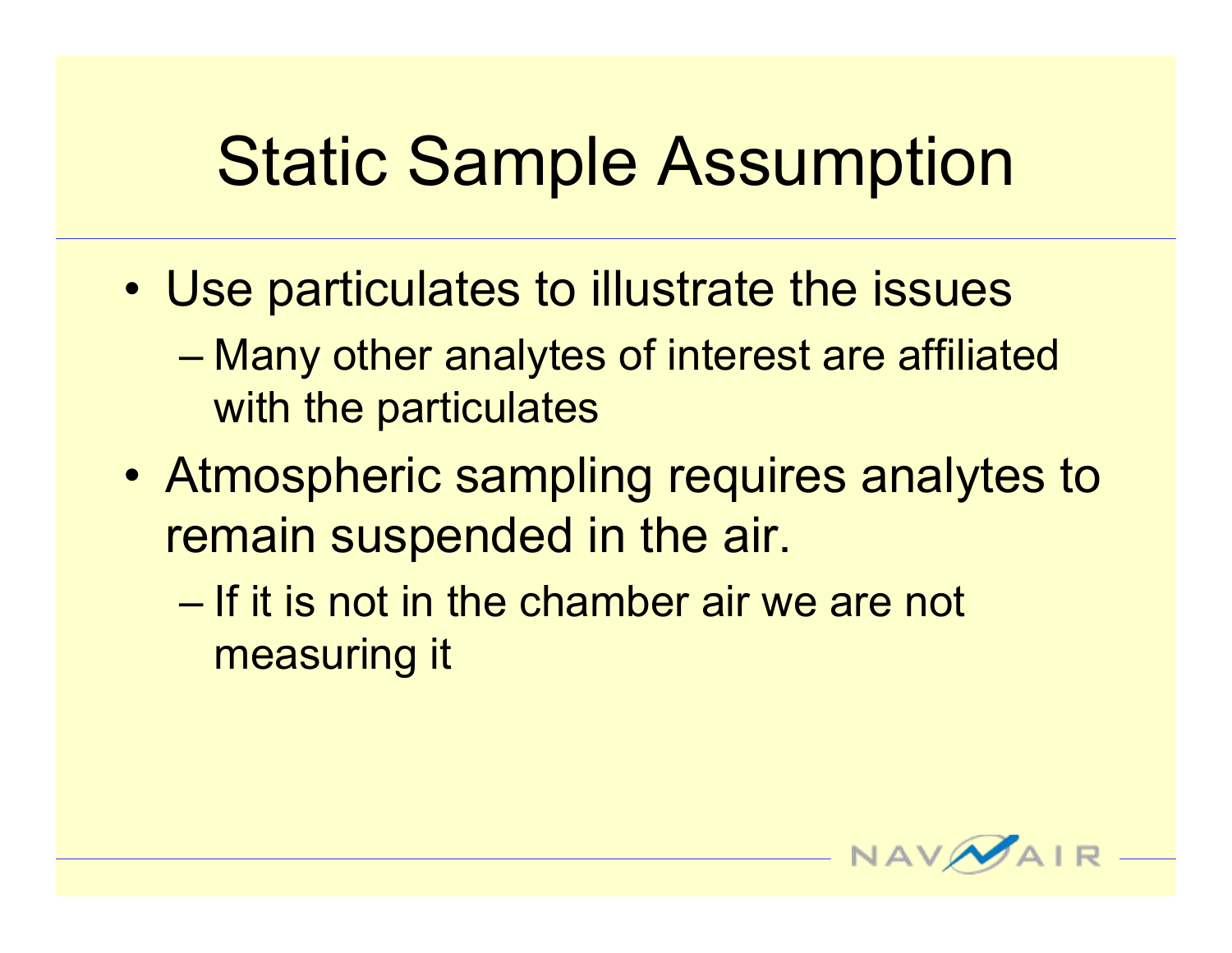# Static Sample Assumption

- Use particulates to illustrate the issues
  - Many other analytes of interest are affiliated with the particulates
- Atmospheric sampling requires analytes to remain suspended in the air.
  - If it is not in the chamber air we are not measuring it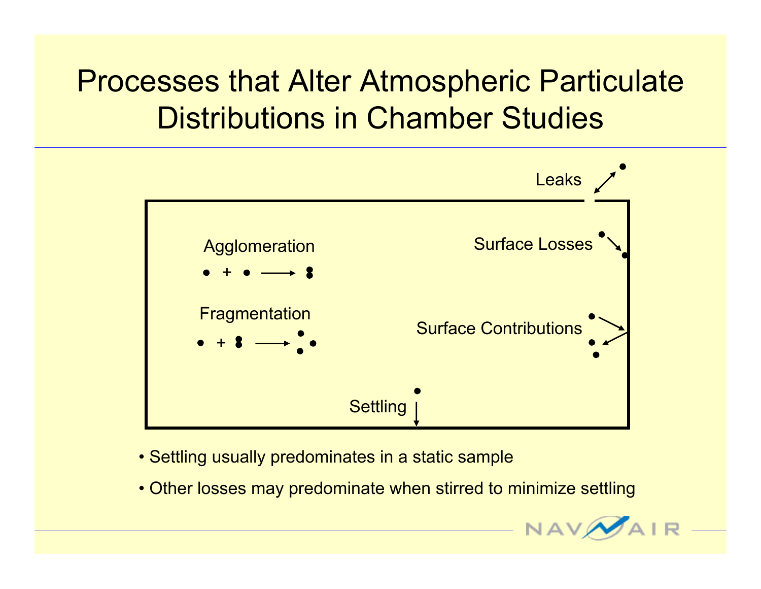# Processes that Alter Atmospheric Particulate Distributions in Chamber Studies

Leaks

Agglomeration

Surface Losses

Fragmentation

Surface Contributions

Settling

- Settling usually predominates in a static sample
- Other losses may predominate when stirred to minimize settling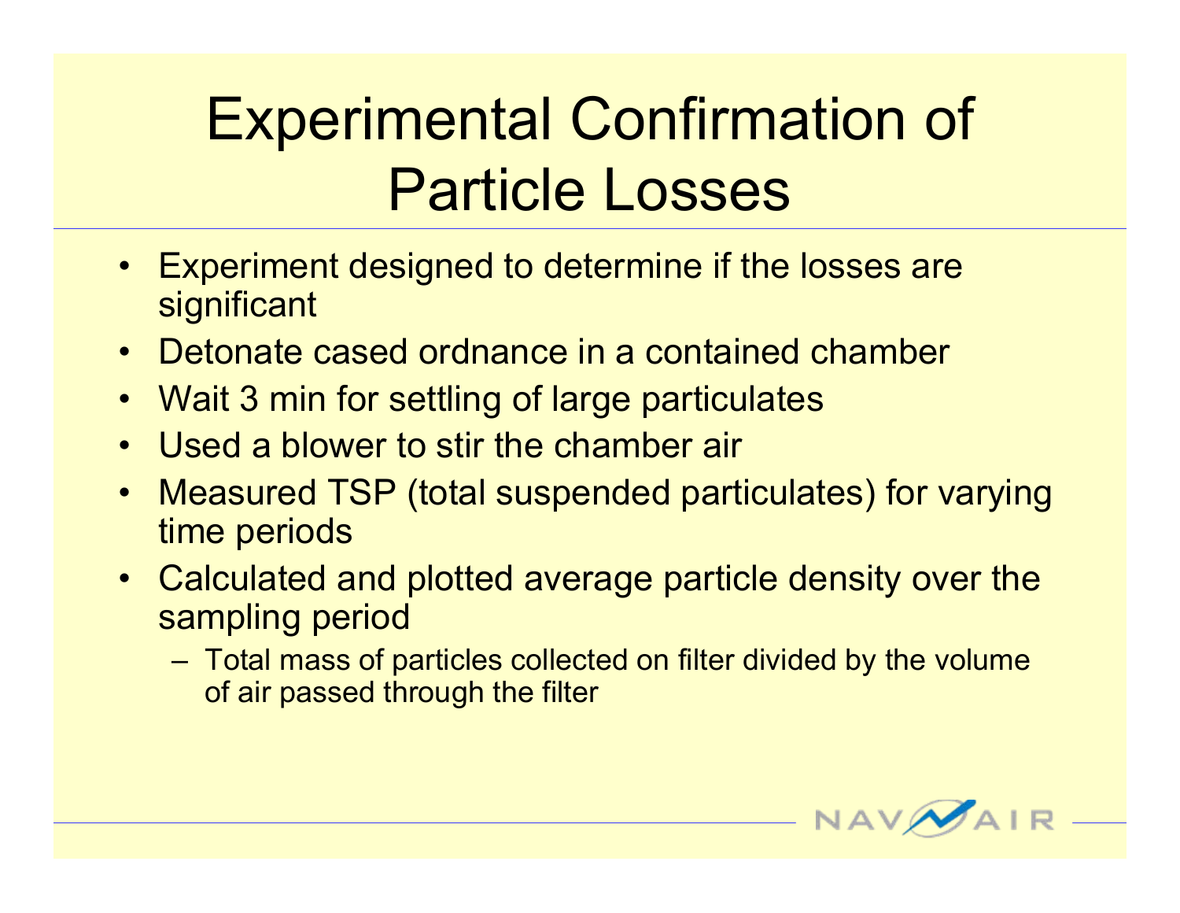# Experimental Confirmation of Particle Losses

- Experiment designed to determine if the losses are significant
- Detonate cased ordnance in a contained chamber
- Wait 3 min for settling of large particulates
- Used a blower to stir the chamber air
- Measured TSP (total suspended particulates) for varying time periods
- Calculated and plotted average particle density over the sampling period
  - Total mass of particles collected on filter divided by the volume of air passed through the filter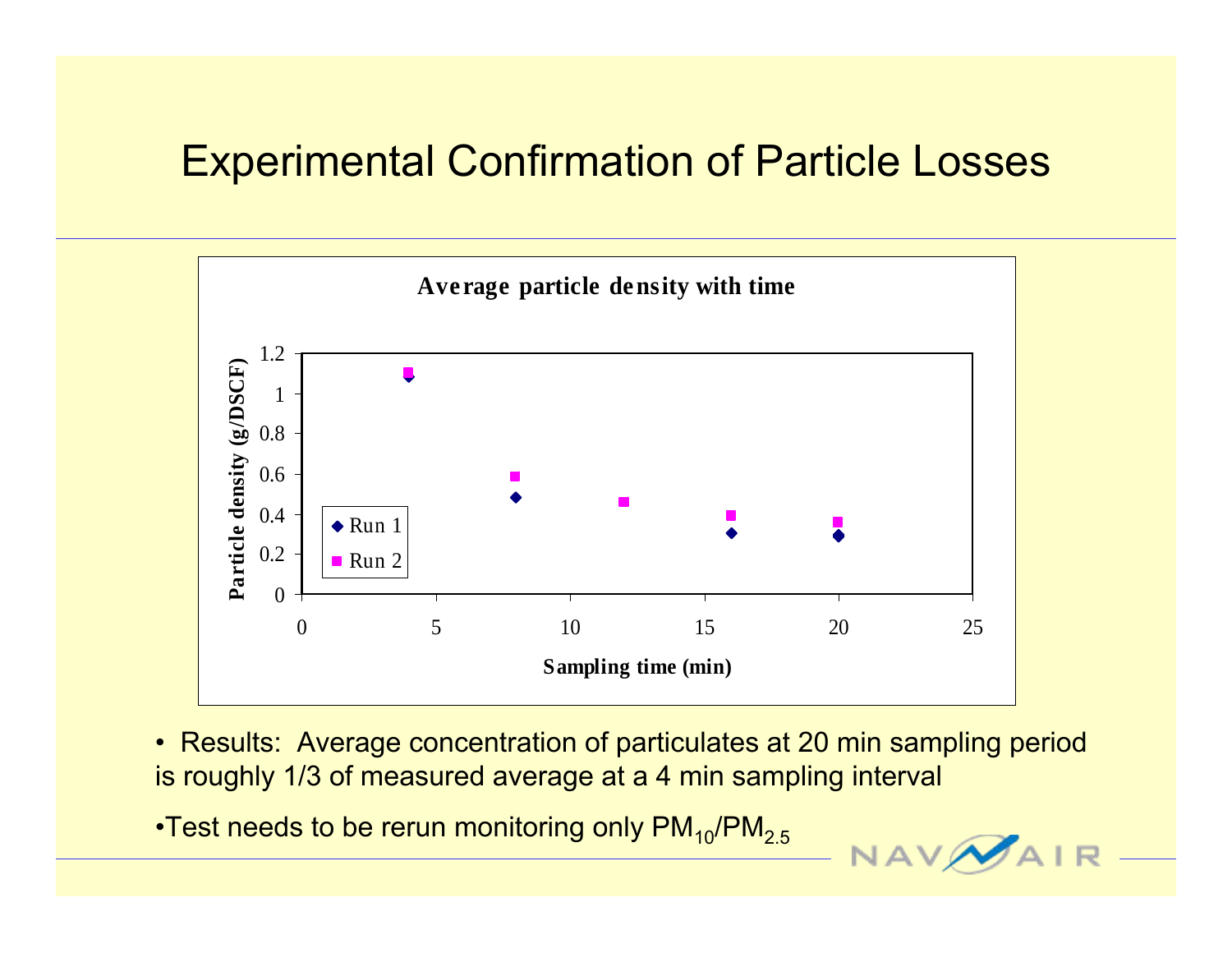# Experimental Confirmation of Particle Losses

**Average particle density with time**

- Results: Average concentration of particulates at 20 min sampling period is roughly 1/3 of measured average at a 4 min sampling interval
- Test needs to be rerun monitoring only $PM_{10}$/$PM_{2.5}$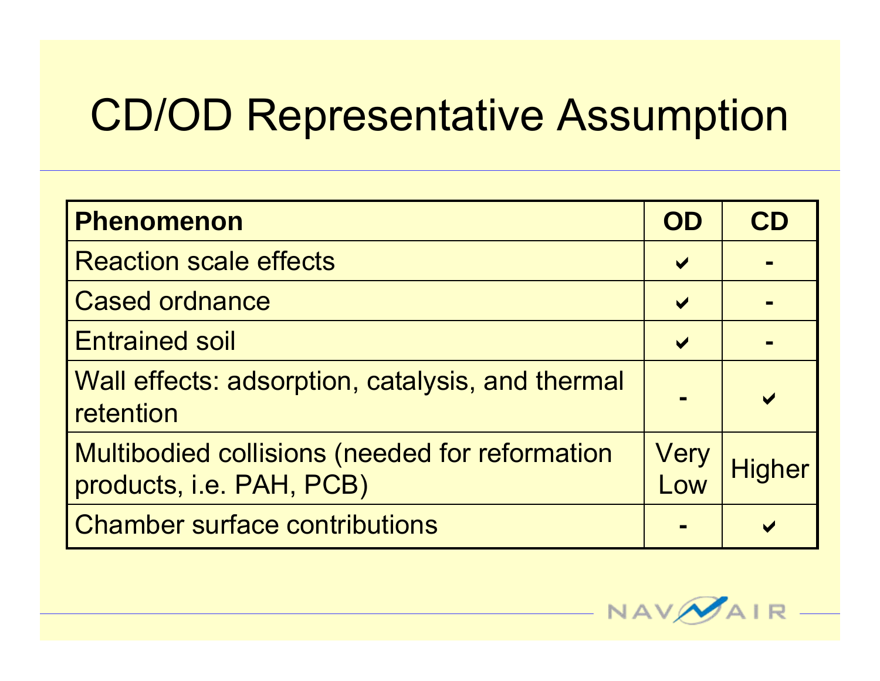# CD/OD Representative Assumption

| Phenomenon | OD | CD |
|---|---|---|
| Reaction scale effects | ✔ | - |
| Cased ordnance | ✔ | - |
| Entrained soil | ✔ | - |
| Wall effects: adsorption, catalysis, and thermal retention | - | ✔ |
| Multibodied collisions (needed for reformation products, i.e. PAH, PCB) | Very Low | Higher |
| Chamber surface contributions | - | ✔ |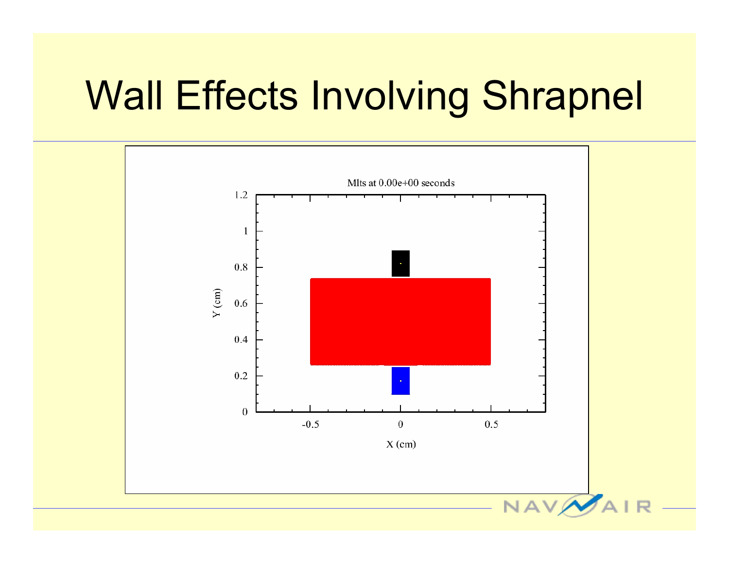# Wall Effects Involving Shrapnel

Mlts at 0.00e+00 seconds

Y (cm)

X (cm)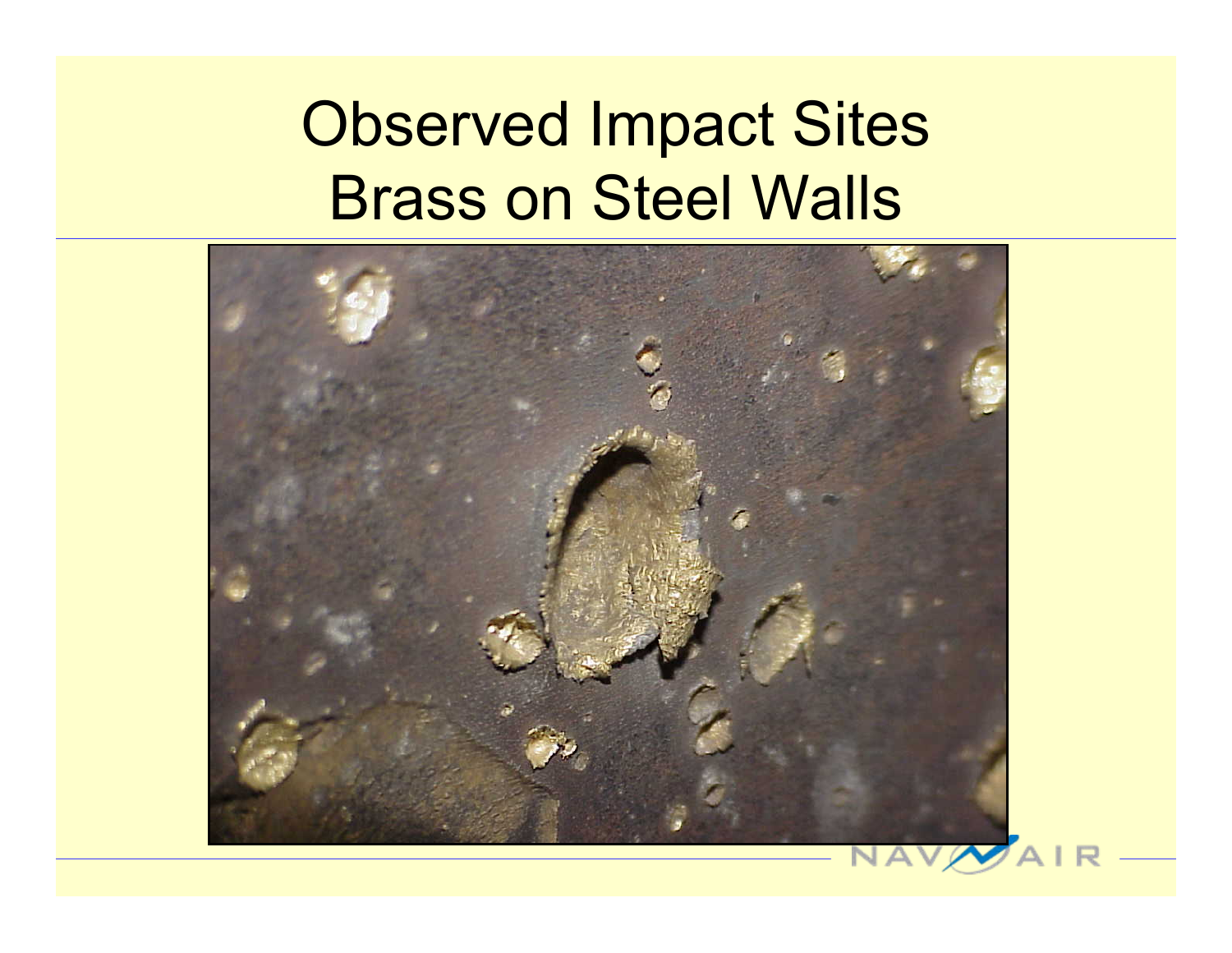# Observed Impact Sites
# Brass on Steel Walls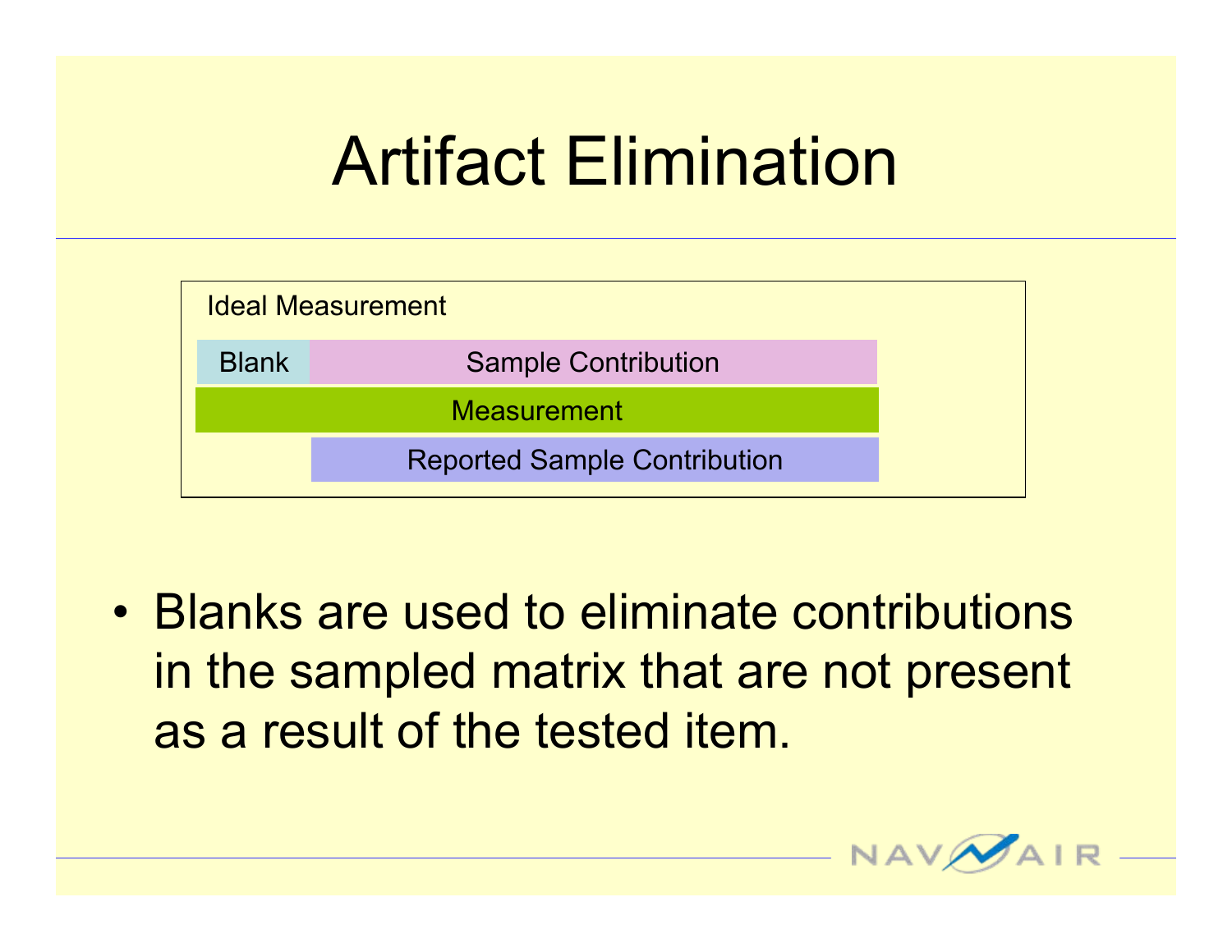# Artifact Elimination

Ideal Measurement

| Blank | Sample Contribution |
|---|---|
| Measurement | |
| | Reported Sample Contribution |

- Blanks are used to eliminate contributions in the sampled matrix that are not present as a result of the tested item.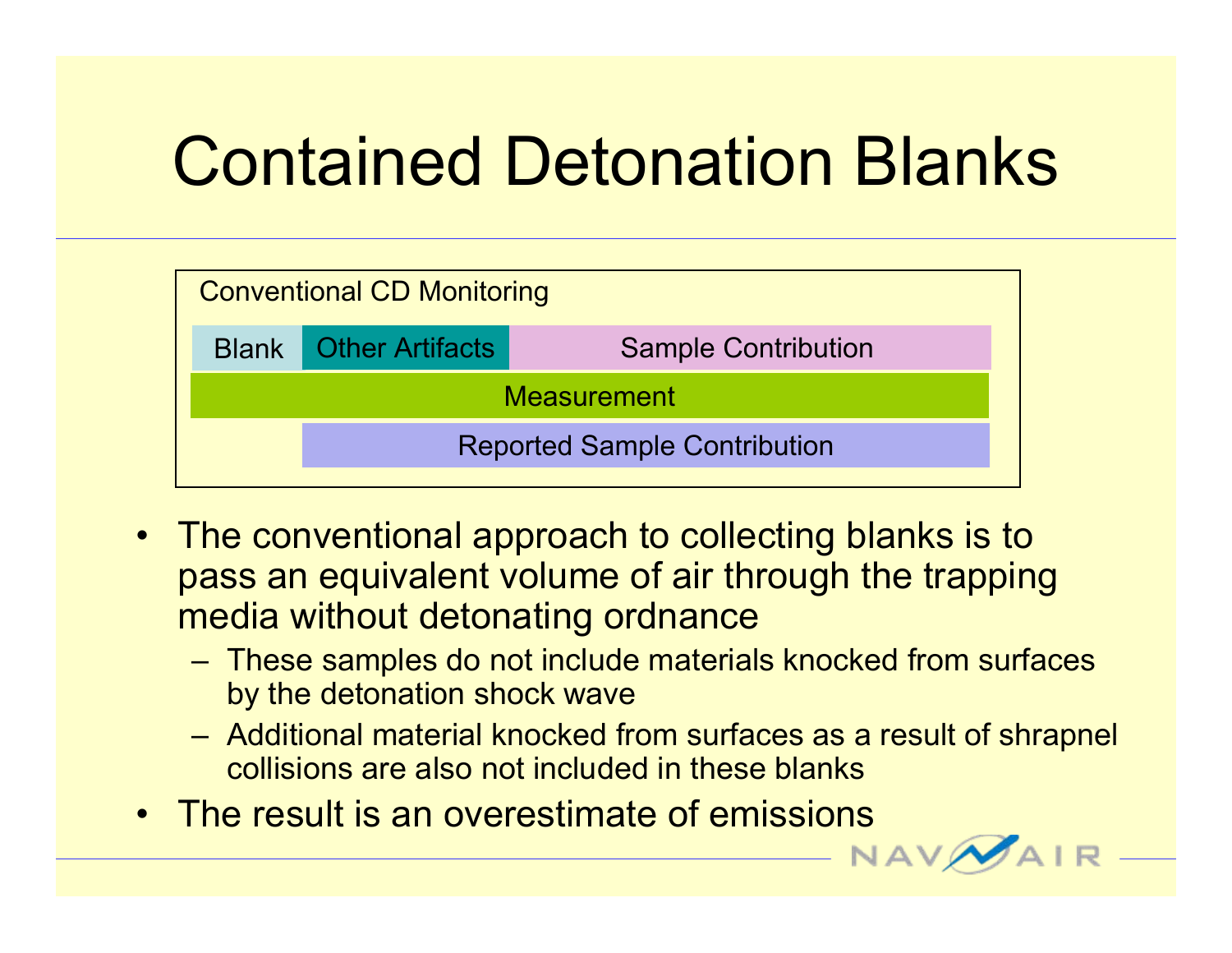# Contained Detonation Blanks

Conventional CD Monitoring

| Blank | Other Artifacts | Sample Contribution |
|---|---|---|
| Measurement | | |
| | Reported Sample Contribution | |

- The conventional approach to collecting blanks is to pass an equivalent volume of air through the trapping media without detonating ordnance
  - These samples do not include materials knocked from surfaces by the detonation shock wave
  - Additional material knocked from surfaces as a result of shrapnel collisions are also not included in these blanks
- The result is an overestimate of emissions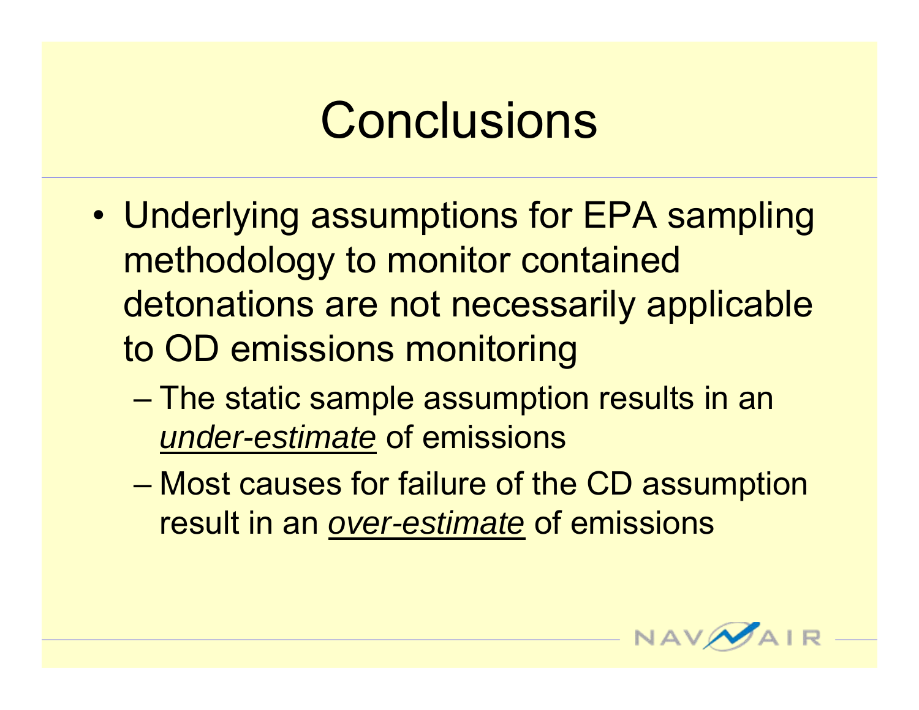# Conclusions

- Underlying assumptions for EPA sampling methodology to monitor contained detonations are not necessarily applicable to OD emissions monitoring
  - The static sample assumption results in an *under-estimate* of emissions
  - Most causes for failure of the CD assumption result in an *over-estimate* of emissions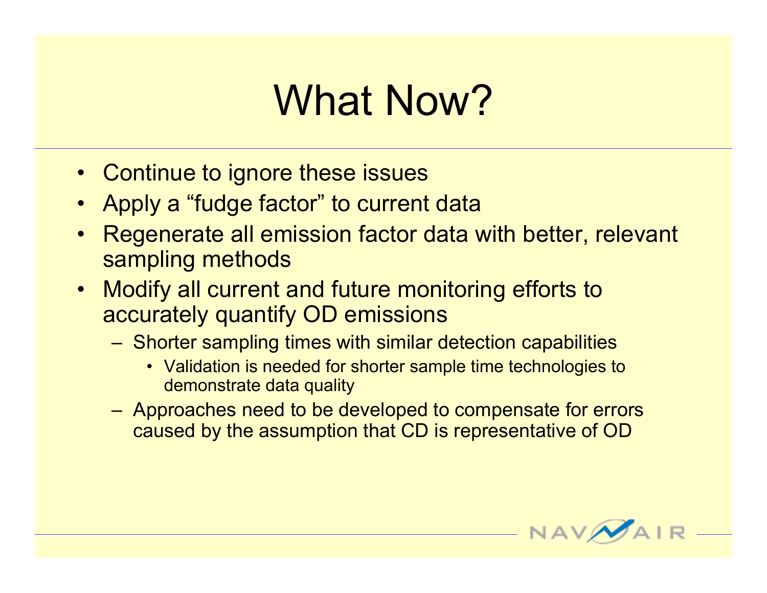# What Now?

- Continue to ignore these issues
- Apply a “fudge factor” to current data
- Regenerate all emission factor data with better, relevant sampling methods
- Modify all current and future monitoring efforts to accurately quantify OD emissions
  - Shorter sampling times with similar detection capabilities
    - Validation is needed for shorter sample time technologies to demonstrate data quality
  - Approaches need to be developed to compensate for errors caused by the assumption that CD is representative of OD